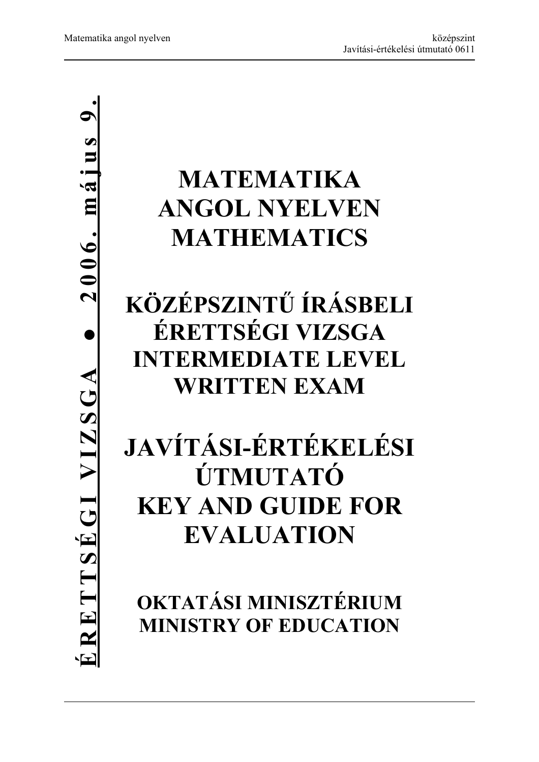**ÉRETTSÉGI VIZSGA ● 2006. május 9.**

# MATEMATIKA ANGOL NYELVEN MATHEMATICS

# KÖZÉPSZINTŰ ÍRÁSBELI ÉRETTSÉGI VIZSGA INTERMEDIATE LEVEL WRITTEN EXAM

# JAVÍTÁSI-ÉRTÉKELÉSI ÚTMUTATÓ KEY AND GUIDE FOR EVALUATION

## OKTATÁSI MINISZTÉRIUM MINISTRY OF EDUCATION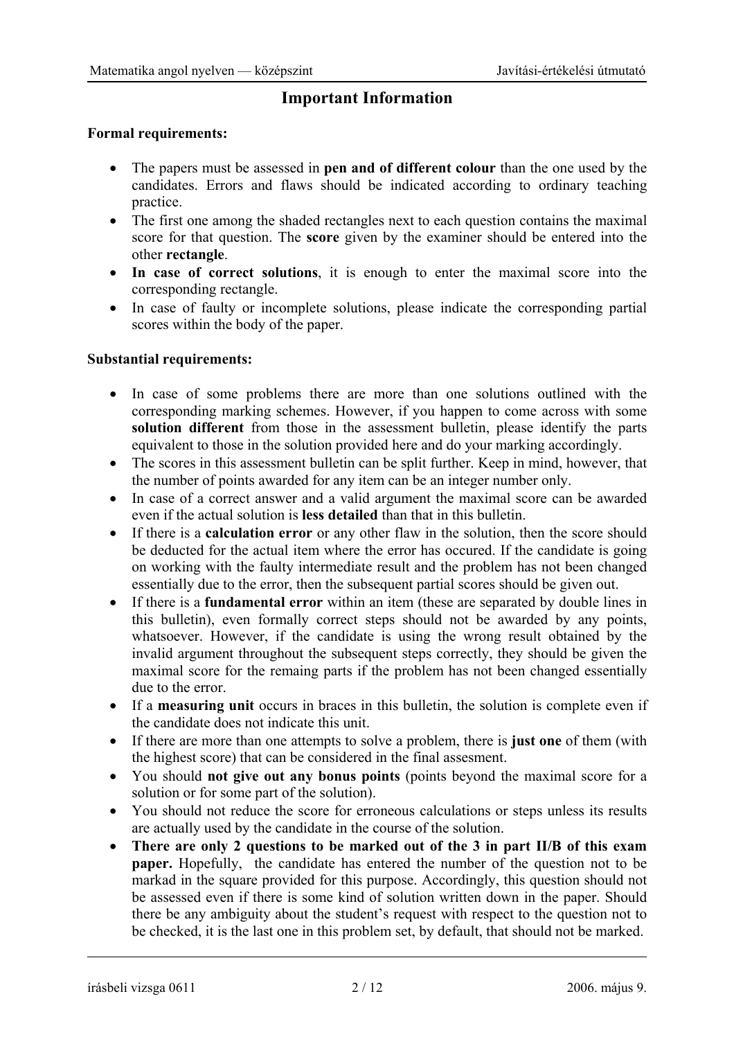# Important Information

**Formal requirements:**

- The papers must be assessed in **pen and of different colour** than the one used by the candidates. Errors and flaws should be indicated according to ordinary teaching practice.
- The first one among the shaded rectangles next to each question contains the maximal score for that question. The **score** given by the examiner should be entered into the other **rectangle**.
- **In case of correct solutions**, it is enough to enter the maximal score into the corresponding rectangle.
- In case of faulty or incomplete solutions, please indicate the corresponding partial scores within the body of the paper.

**Substantial requirements:**

- In case of some problems there are more than one solutions outlined with the corresponding marking schemes. However, if you happen to come across with some **solution different** from those in the assessment bulletin, please identify the parts equivalent to those in the solution provided here and do your marking accordingly.
- The scores in this assessment bulletin can be split further. Keep in mind, however, that the number of points awarded for any item can be an integer number only.
- In case of a correct answer and a valid argument the maximal score can be awarded even if the actual solution is **less detailed** than that in this bulletin.
- If there is a **calculation error** or any other flaw in the solution, then the score should be deducted for the actual item where the error has occured. If the candidate is going on working with the faulty intermediate result and the problem has not been changed essentially due to the error, then the subsequent partial scores should be given out.
- If there is a **fundamental error** within an item (these are separated by double lines in this bulletin), even formally correct steps should not be awarded by any points, whatsoever. However, if the candidate is using the wrong result obtained by the invalid argument throughout the subsequent steps correctly, they should be given the maximal score for the remaing parts if the problem has not been changed essentially due to the error.
- If a **measuring unit** occurs in braces in this bulletin, the solution is complete even if the candidate does not indicate this unit.
- If there are more than one attempts to solve a problem, there is **just one** of them (with the highest score) that can be considered in the final assesment.
- You should **not give out any bonus points** (points beyond the maximal score for a solution or for some part of the solution).
- You should not reduce the score for erroneous calculations or steps unless its results are actually used by the candidate in the course of the solution.
- **There are only 2 questions to be marked out of the 3 in part II/B of this exam paper.** Hopefully, the candidate has entered the number of the question not to be markad in the square provided for this purpose. Accordingly, this question should not be assessed even if there is some kind of solution written down in the paper. Should there be any ambiguity about the student's request with respect to the question not to be checked, it is the last one in this problem set, by default, that should not be marked.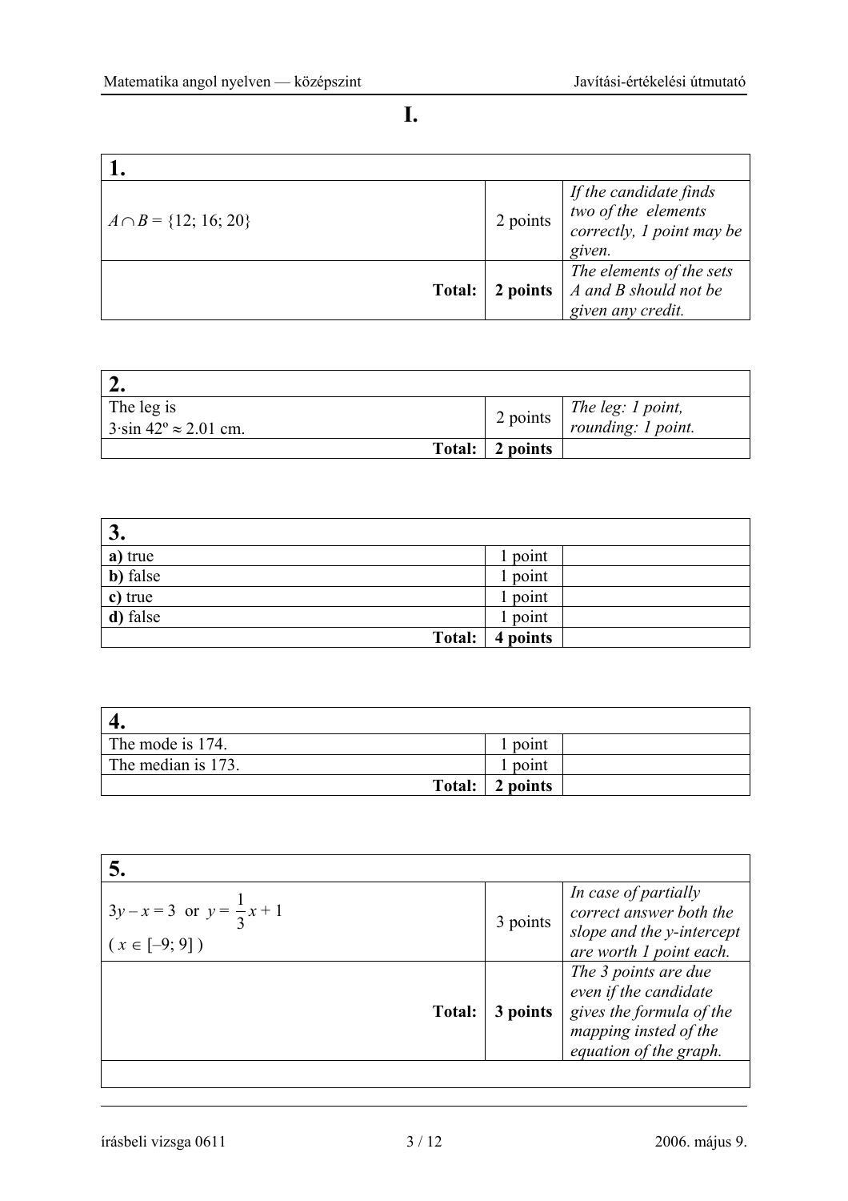# I.

| 1. | | |
|---|---|---|
| $A \cap B = \{12; 16; 20\}$ | 2 points | *If the candidate finds two of the elements correctly, 1 point may be given.* |
| **Total:** | **2 points** | *The elements of the sets A and B should not be given any credit.* |

| 2. | | |
|---|---|---|
| The leg is $3 \cdot \sin 42^\circ \approx 2.01$ cm. | 2 points | *The leg: 1 point, rounding: 1 point.* |
| **Total:** | **2 points** | |

| 3. | | |
|---|---|---|
| **a)** true | 1 point | |
| **b)** false | 1 point | |
| **c)** true | 1 point | |
| **d)** false | 1 point | |
| **Total:** | **4 points** | |

| 4. | | |
|---|---|---|
| The mode is 174. | 1 point | |
| The median is 173. | 1 point | |
| **Total:** | **2 points** | |

| 5. | | |
|---|---|---|
| $3y - x = 3$ or $y = \frac{1}{3}x + 1$ ($x \in [-9; 9]$) | 3 points | *In case of partially correct answer both the slope and the y-intercept are worth 1 point each.* |
| **Total:** | **3 points** | *The 3 points are due even if the candidate gives the formula of the mapping insted of the equation of the graph.* |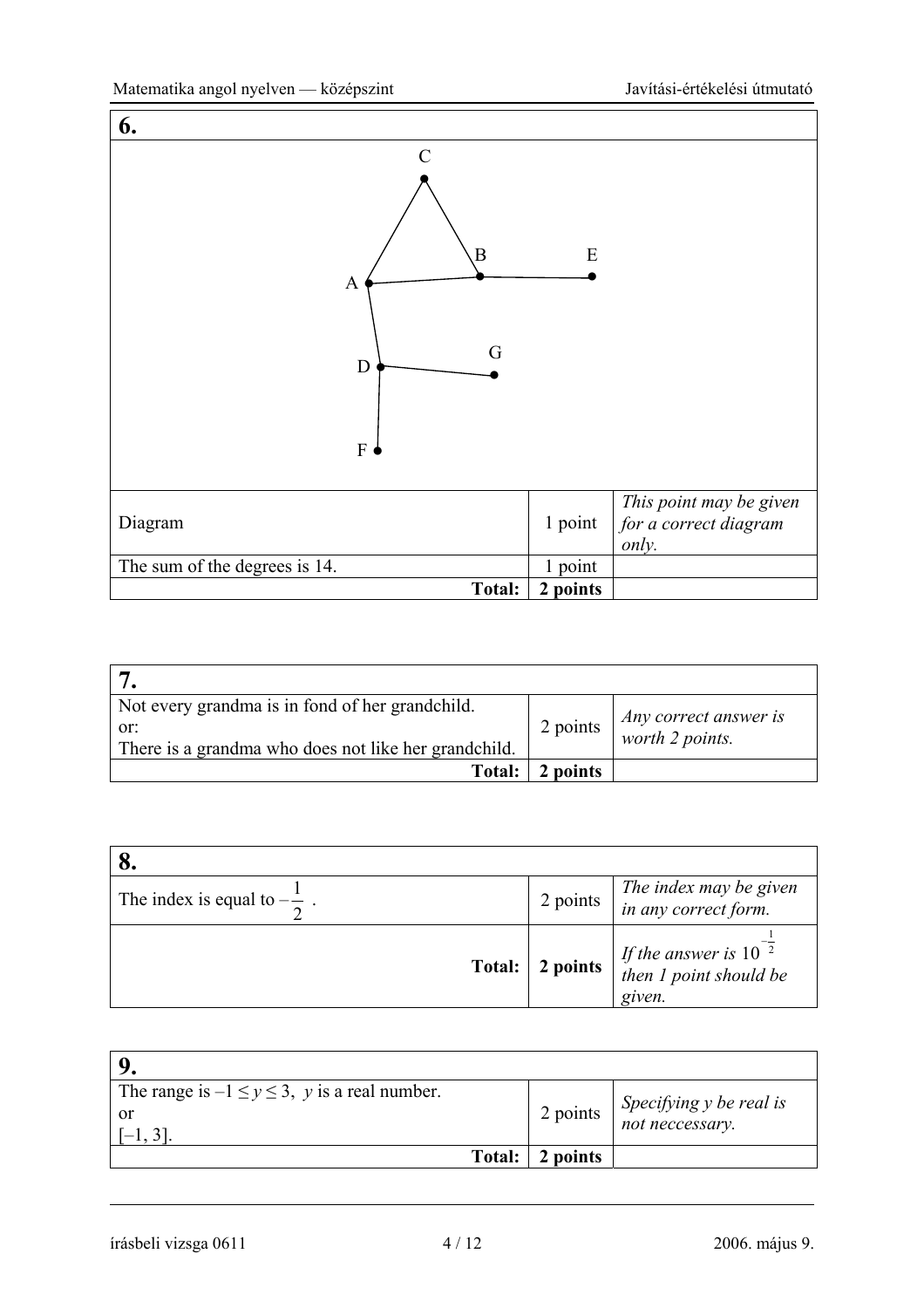## 6.

| | | |
|---|---|---|
| Diagram | 1 point | *This point may be given for a correct diagram only.* |
| The sum of the degrees is 14. | 1 point | |
| **Total:** | **2 points** | |

## 7.

| | | |
|---|---|---|
| Not every grandma is in fond of her grandchild. or: There is a grandma who does not like her grandchild. | 2 points | *Any correct answer is worth 2 points.* |
| **Total:** | **2 points** | |

## 8.

| | | |
|---|---|---|
| The index is equal to $-\frac{1}{2}$ . | 2 points | *The index may be given in any correct form.* |
| **Total:** | **2 points** | *If the answer is* $10^{-\frac{1}{2}}$ *then 1 point should be given.* |

## 9.

| | | |
|---|---|---|
| The range is $-1 \leq y \leq 3$, $y$ is a real number. or $[-1, 3]$. | 2 points | *Specifying y be real is not neccessary.* |
| **Total:** | **2 points** | |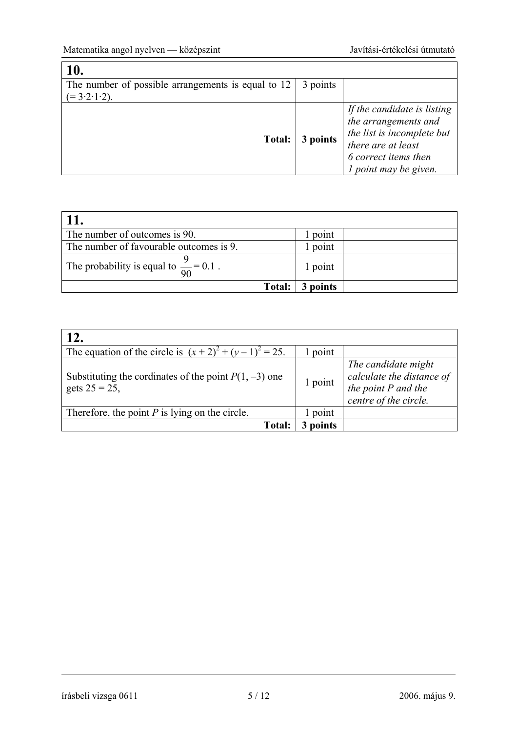| 10. | | |
|---|---|---|
| The number of possible arrangements is equal to 12 ($= 3\cdot 2\cdot 1\cdot 2$). | 3 points | |
| **Total:** | **3 points** | *If the candidate is listing the arrangements and the list is incomplete but there are at least 6 correct items then 1 point may be given.* |

| 11. | | |
|---|---|---|
| The number of outcomes is 90. | 1 point | |
| The number of favourable outcomes is 9. | 1 point | |
| The probability is equal to $\frac{9}{90} = 0.1$ . | 1 point | |
| **Total:** | **3 points** | |

| 12. | | |
|---|---|---|
| The equation of the circle is $(x + 2)^2 + (y - 1)^2 = 25$. | 1 point | |
| Substituting the cordinates of the point $P(1, -3)$ one gets $25 = 25$, | 1 point | *The candidate might calculate the distance of the point P and the centre of the circle.* |
| Therefore, the point $P$ is lying on the circle. | 1 point | |
| **Total:** | **3 points** | |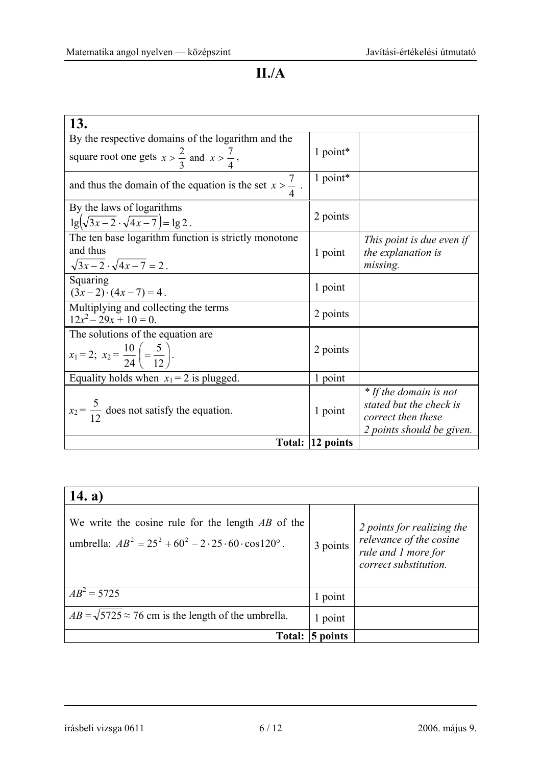# II./A

| 13. | | |
|---|---|---|
| By the respective domains of the logarithm and the square root one gets $x > \frac{2}{3}$ and $x > \frac{7}{4}$, | 1 point* | |
| and thus the domain of the equation is the set $x > \frac{7}{4}$ . | 1 point* | |
| By the laws of logarithms $\lg\left(\sqrt{3x-2} \cdot \sqrt{4x-7}\right) = \lg 2$ . | 2 points | |
| The ten base logarithm function is strictly monotone and thus $\sqrt{3x-2} \cdot \sqrt{4x-7} = 2$ . | 1 point | *This point is due even if the explanation is missing.* |
| Squaring $(3x-2) \cdot (4x-7) = 4$ . | 1 point | |
| Multiplying and collecting the terms $12x^2 - 29x + 10 = 0$. | 2 points | |
| The solutions of the equation are $x_1 = 2$; $x_2 = \frac{10}{24} \left( = \frac{5}{12} \right)$. | 2 points | |
| Equality holds when $x_1 = 2$ is plugged. | 1 point | |
| $x_2 = \frac{5}{12}$ does not satisfy the equation. | 1 point | *\* If the domain is not stated but the check is correct then these 2 points should be given.* |
| **Total:** | **12 points** | |

| 14. a) | | |
|---|---|---|
| We write the cosine rule for the length *AB* of the umbrella: $AB^2 = 25^2 + 60^2 - 2 \cdot 25 \cdot 60 \cdot \cos 120°$ . | 3 points | *2 points for realizing the relevance of the cosine rule and 1 more for correct substitution.* |
| $AB^2 = 5725$ | 1 point | |
| $AB = \sqrt{5725} \approx 76$ cm is the length of the umbrella. | 1 point | |
| **Total:** | **5 points** | |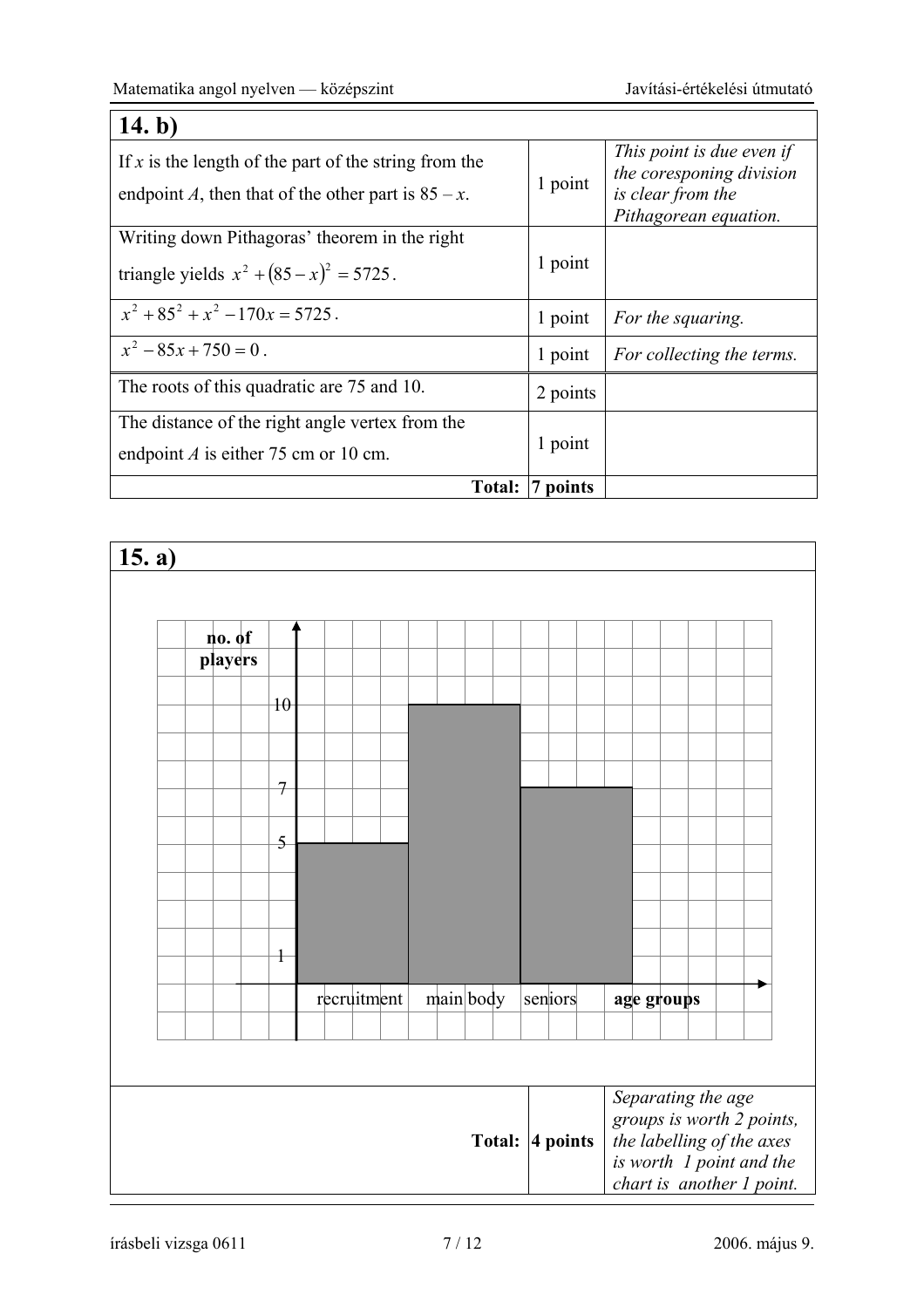| **14. b)** | | |
|---|---|---|
| If $x$ is the length of the part of the string from the endpoint $A$, then that of the other part is $85 - x$. | 1 point | *This point is due even if the coresponing division is clear from the Pithagorean equation.* |
| Writing down Pithagoras' theorem in the right triangle yields $x^2 + (85 - x)^2 = 5725$. | 1 point | |
| $x^2 + 85^2 + x^2 - 170x = 5725$. | 1 point | *For the squaring.* |
| $x^2 - 85x + 750 = 0$. | 1 point | *For collecting the terms.* |
| The roots of this quadratic are 75 and 10. | 2 points | |
| The distance of the right angle vertex from the endpoint $A$ is either 75 cm or 10 cm. | 1 point | |
| **Total:** | **7 points** | |

**15. a)**

**no. of players**

10

7

5

1

recruitment

main body

seniors

**age groups**

| | | |
|---|---|---|
| **Total:** | **4 points** | *Separating the age groups is worth 2 points, the labelling of the axes is worth 1 point and the chart is another 1 point.* |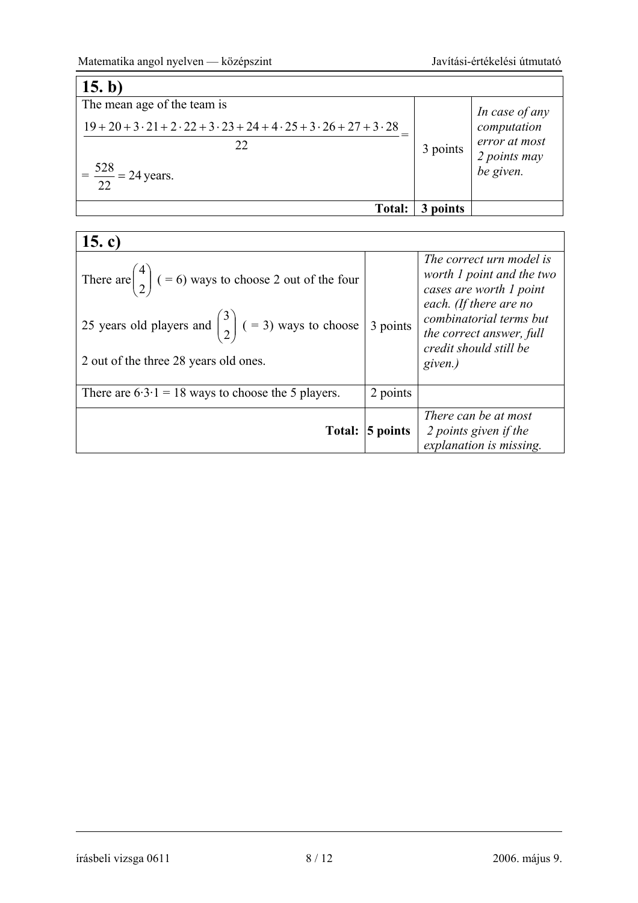| 15. b) | | |
|---|---|---|
| The mean age of the team is $$\frac{19+20+3\cdot21+2\cdot22+3\cdot23+24+4\cdot25+3\cdot26+27+3\cdot28}{22}=$$ $$=\frac{528}{22}=24 \text{ years.}$$ | 3 points | *In case of any computation error at most 2 points may be given.* |
| **Total:** | **3 points** | |

| 15. c) | | |
|---|---|---|
| There are $\binom{4}{2}$ ( = 6) ways to choose 2 out of the four 25 years old players and $\binom{3}{2}$ ( = 3) ways to choose 2 out of the three 28 years old ones. | 3 points | *The correct urn model is worth 1 point and the two cases are worth 1 point each. (If there are no combinatorial terms but the correct answer, full credit should still be given.)* |
| There are 6·3·1 = 18 ways to choose the 5 players. | 2 points | |
| **Total:** | **5 points** | *There can be at most 2 points given if the explanation is missing.* |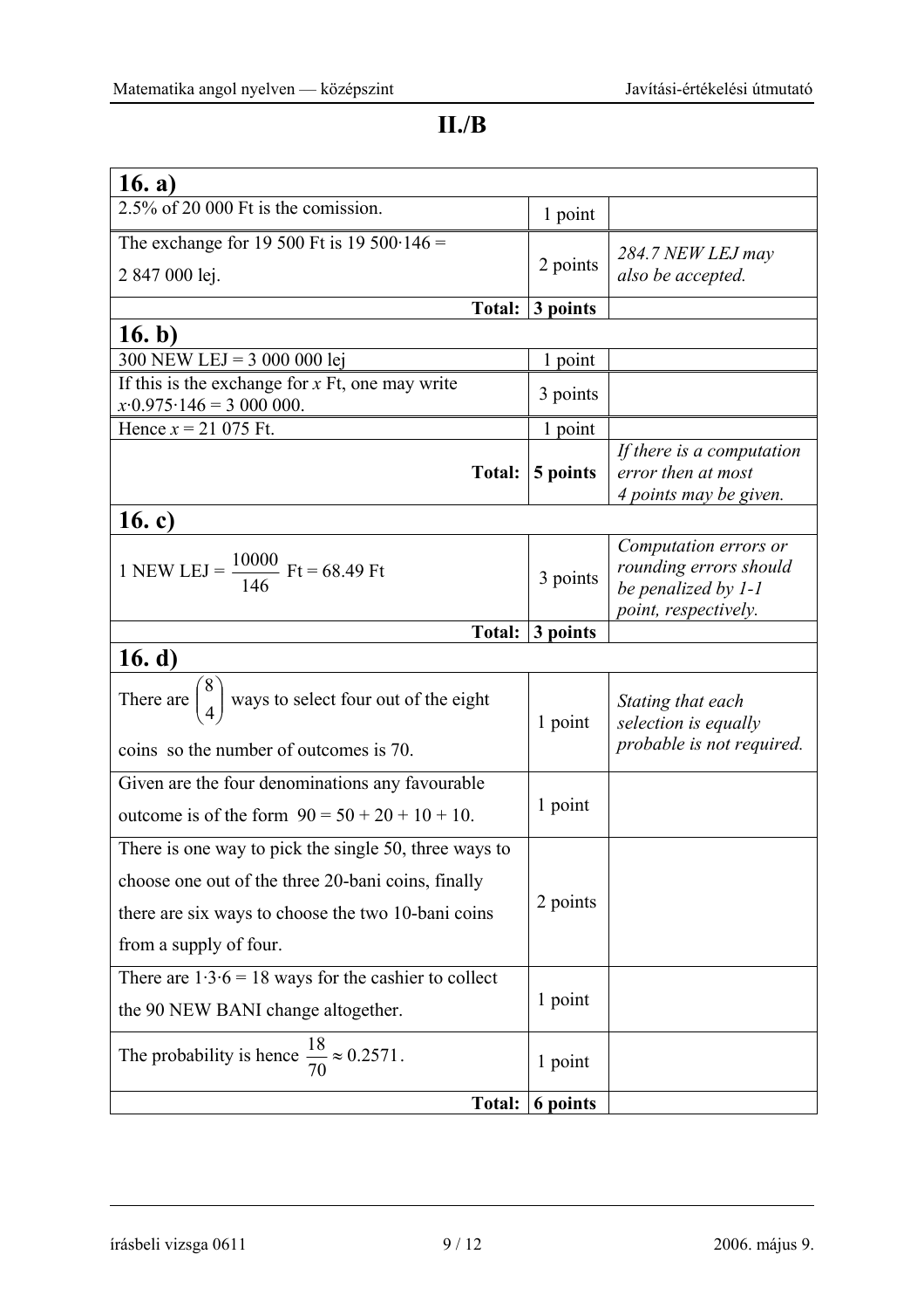# II./B

| 16. a) | | |
|---|---|---|
| 2.5% of 20 000 Ft is the comission. | 1 point | |
| The exchange for 19 500 Ft is $19\,500 \cdot 146 =$ 2 847 000 lej. | 2 points | *284.7 NEW LEJ may also be accepted.* |
| **Total:** | **3 points** | |

| 16. b) | | |
|---|---|---|
| 300 NEW LEJ = 3 000 000 lej | 1 point | |
| If this is the exchange for $x$ Ft, one may write $x \cdot 0.975 \cdot 146 = 3\,000\,000$. | 3 points | |
| Hence $x = 21\,075$ Ft. | 1 point | |
| **Total:** | **5 points** | *If there is a computation error then at most 4 points may be given.* |

| 16. c) | | |
|---|---|---|
| 1 NEW LEJ = $\frac{10000}{146}$ Ft = 68.49 Ft | 3 points | *Computation errors or rounding errors should be penalized by 1-1 point, respectively.* |
| **Total:** | **3 points** | |

| 16. d) | | |
|---|---|---|
| There are $\binom{8}{4}$ ways to select four out of the eight coins so the number of outcomes is 70. | 1 point | *Stating that each selection is equally probable is not required.* |
| Given are the four denominations any favourable outcome is of the form $90 = 50 + 20 + 10 + 10$. | 1 point | |
| There is one way to pick the single 50, three ways to choose one out of the three 20-bani coins, finally there are six ways to choose the two 10-bani coins from a supply of four. | 2 points | |
| There are $1 \cdot 3 \cdot 6 = 18$ ways for the cashier to collect the 90 NEW BANI change altogether. | 1 point | |
| The probability is hence $\frac{18}{70} \approx 0.2571$. | 1 point | |
| **Total:** | **6 points** | |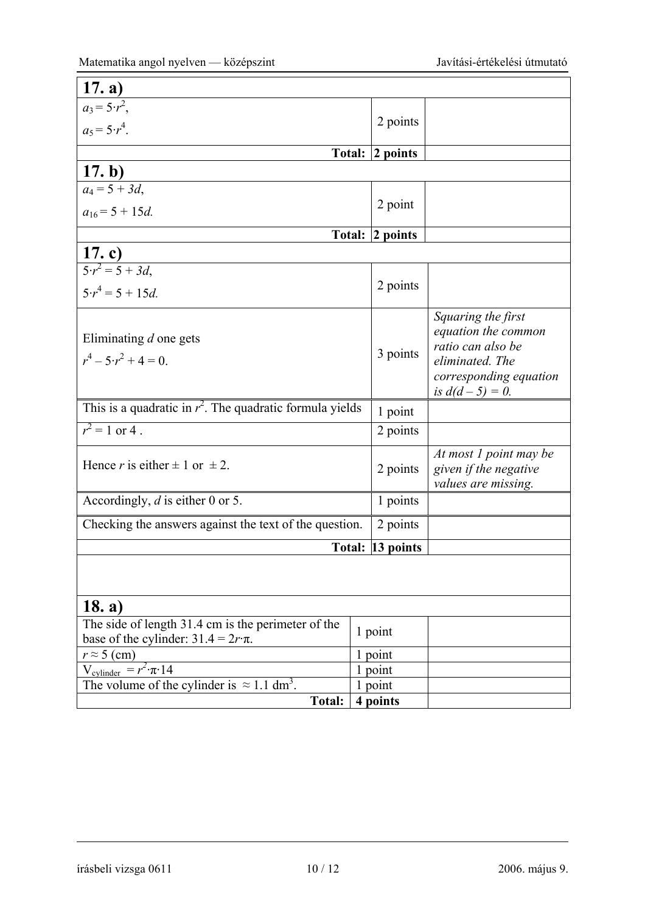## 17. a)

| | | |
|---|---|---|
| $a_3 = 5 \cdot r^2$, <br> $a_5 = 5 \cdot r^4$. | 2 points | |
| **Total:** | **2 points** | |

## 17. b)

| | | |
|---|---|---|
| $a_4 = 5 + 3d$, <br> $a_{16} = 5 + 15d$. | 2 point | |
| **Total:** | **2 points** | |

## 17. c)

| | | |
|---|---|---|
| $5 \cdot r^2 = 5 + 3d$, <br> $5 \cdot r^4 = 5 + 15d$. | 2 points | |
| Eliminating $d$ one gets <br> $r^4 - 5 \cdot r^2 + 4 = 0$. | 3 points | *Squaring the first equation the common ratio can also be eliminated. The corresponding equation is $d(d-5) = 0$.* |
| This is a quadratic in $r^2$. The quadratic formula yields | 1 point | |
| $r^2 = 1$ or $4$ . | 2 points | |
| Hence $r$ is either $\pm 1$ or $\pm 2$. | 2 points | *At most 1 point may be given if the negative values are missing.* |
| Accordingly, $d$ is either 0 or 5. | 1 points | |
| Checking the answers against the text of the question. | 2 points | |
| **Total:** | **13 points** | |

## 18. a)

| | | |
|---|---|---|
| The side of length 31.4 cm is the perimeter of the base of the cylinder: $31.4 = 2r \cdot \pi$. | 1 point | |
| $r \approx 5$ (cm) | 1 point | |
| $V_{cylinder} = r^2 \cdot \pi \cdot 14$ | 1 point | |
| The volume of the cylinder is $\approx 1.1$ dm$^3$. | 1 point | |
| **Total:** | **4 points** | |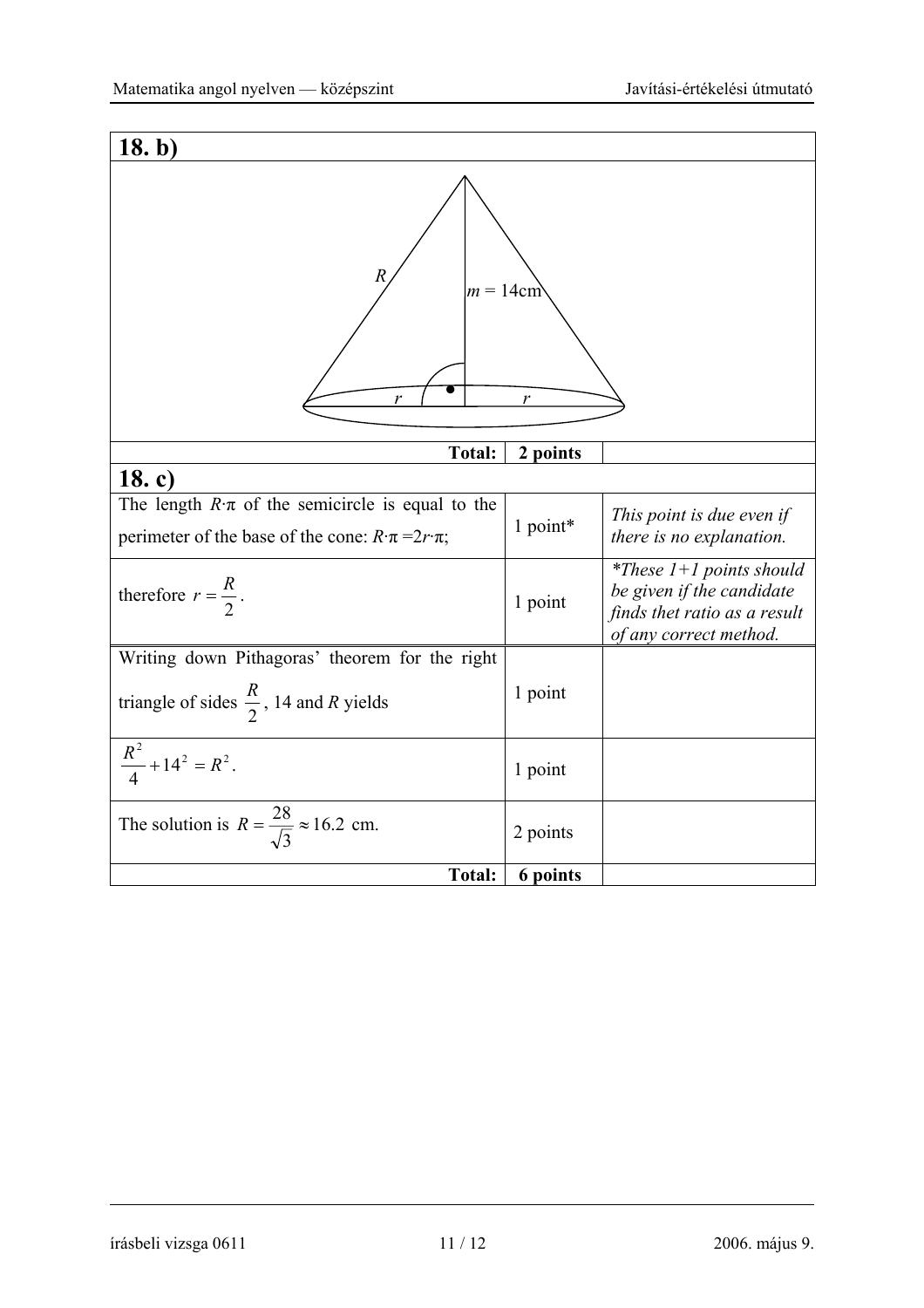## 18. b)

R

$m = 14$cm

r r

| | | |
|---|---|---|
| **Total:** | **2 points** | |

## 18. c)

| | | |
|---|---|---|
| The length $R \cdot \pi$ of the semicircle is equal to the perimeter of the base of the cone: $R \cdot \pi = 2r \cdot \pi$; | 1 point* | *This point is due even if there is no explanation.* |
| therefore $r = \dfrac{R}{2}$. | 1 point | **These 1+1 points should be given if the candidate finds thet ratio as a result of any correct method.* |
| Writing down Pithagoras' theorem for the right triangle of sides $\dfrac{R}{2}$, 14 and $R$ yields | 1 point | |
| $\dfrac{R^2}{4} + 14^2 = R^2$. | 1 point | |
| The solution is $R = \dfrac{28}{\sqrt{3}} \approx 16.2$ cm. | 2 points | |
| **Total:** | **6 points** | |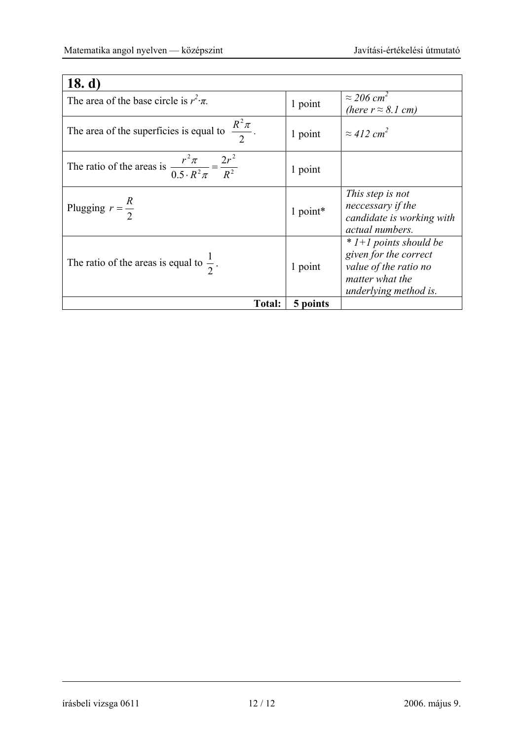| 18. d) | | |
|---|---|---|
| The area of the base circle is $r^2 \cdot \pi$. | 1 point | *$\approx 206$ cm$^2$ (here $r \approx 8.1$ cm)* |
| The area of the superficies is equal to $\frac{R^2\pi}{2}$. | 1 point | *$\approx 412$ cm$^2$* |
| The ratio of the areas is $\frac{r^2\pi}{0.5 \cdot R^2\pi} = \frac{2r^2}{R^2}$ | 1 point | |
| Plugging $r = \frac{R}{2}$ | 1 point* | *This step is not neccessary if the candidate is working with actual numbers.* |
| The ratio of the areas is equal to $\frac{1}{2}$. | 1 point | ** 1+1 points should be given for the correct value of the ratio no matter what the underlying method is.* |
| **Total:** | **5 points** | |